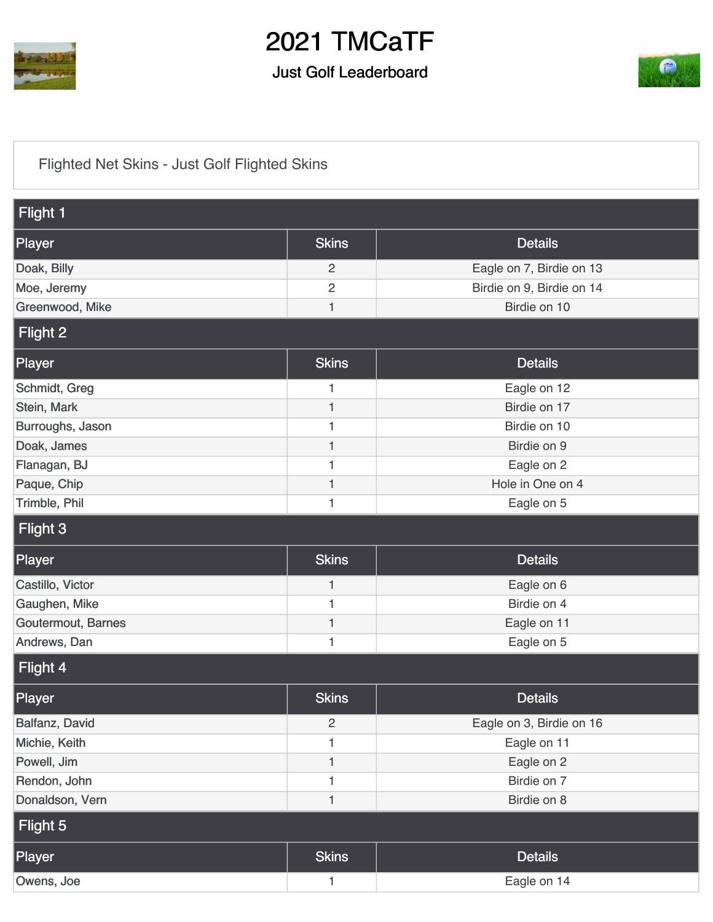# 2021 TMCaTF

## Just Golf Leaderboard

Flighted Net Skins - Just Golf Flighted Skins

### Flight 1

| Player | Skins | Details |
|---|---|---|
| Doak, Billy | 2 | Eagle on 7, Birdie on 13 |
| Moe, Jeremy | 2 | Birdie on 9, Birdie on 14 |
| Greenwood, Mike | 1 | Birdie on 10 |

### Flight 2

| Player | Skins | Details |
|---|---|---|
| Schmidt, Greg | 1 | Eagle on 12 |
| Stein, Mark | 1 | Birdie on 17 |
| Burroughs, Jason | 1 | Birdie on 10 |
| Doak, James | 1 | Birdie on 9 |
| Flanagan, BJ | 1 | Eagle on 2 |
| Paque, Chip | 1 | Hole in One on 4 |
| Trimble, Phil | 1 | Eagle on 5 |

### Flight 3

| Player | Skins | Details |
|---|---|---|
| Castillo, Victor | 1 | Eagle on 6 |
| Gaughen, Mike | 1 | Birdie on 4 |
| Goutermout, Barnes | 1 | Eagle on 11 |
| Andrews, Dan | 1 | Eagle on 5 |

### Flight 4

| Player | Skins | Details |
|---|---|---|
| Balfanz, David | 2 | Eagle on 3, Birdie on 16 |
| Michie, Keith | 1 | Eagle on 11 |
| Powell, Jim | 1 | Eagle on 2 |
| Rendon, John | 1 | Birdie on 7 |
| Donaldson, Vern | 1 | Birdie on 8 |

### Flight 5

| Player | Skins | Details |
|---|---|---|
| Owens, Joe | 1 | Eagle on 14 |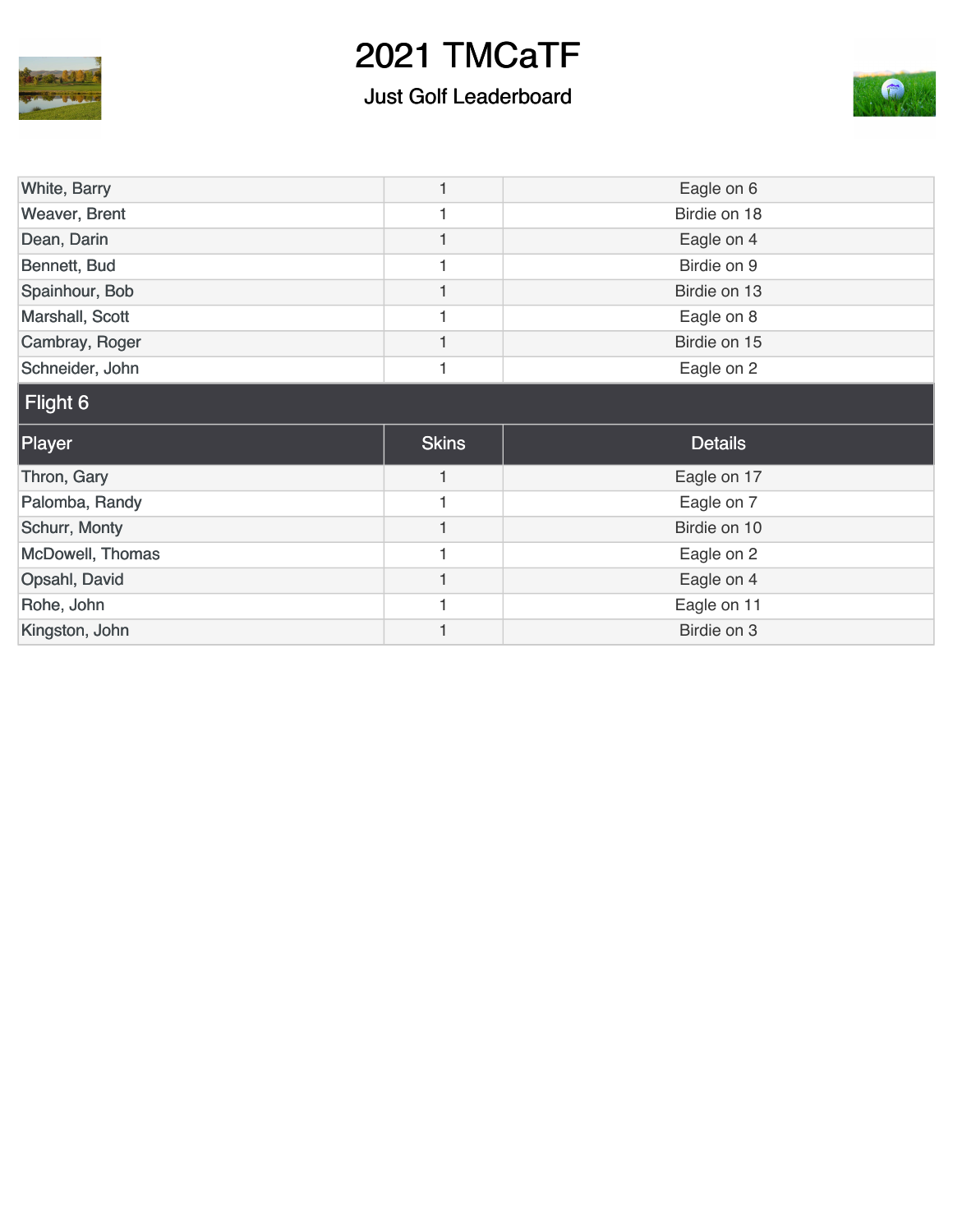# 2021 TMCaTF

## Just Golf Leaderboard

| | | |
|---|---|---|
| White, Barry | 1 | Eagle on 6 |
| Weaver, Brent | 1 | Birdie on 18 |
| Dean, Darin | 1 | Eagle on 4 |
| Bennett, Bud | 1 | Birdie on 9 |
| Spainhour, Bob | 1 | Birdie on 13 |
| Marshall, Scott | 1 | Eagle on 8 |
| Cambray, Roger | 1 | Birdie on 15 |
| Schneider, John | 1 | Eagle on 2 |

## Flight 6

| Player | Skins | Details |
|---|---|---|
| Thron, Gary | 1 | Eagle on 17 |
| Palomba, Randy | 1 | Eagle on 7 |
| Schurr, Monty | 1 | Birdie on 10 |
| McDowell, Thomas | 1 | Eagle on 2 |
| Opsahl, David | 1 | Eagle on 4 |
| Rohe, John | 1 | Eagle on 11 |
| Kingston, John | 1 | Birdie on 3 |